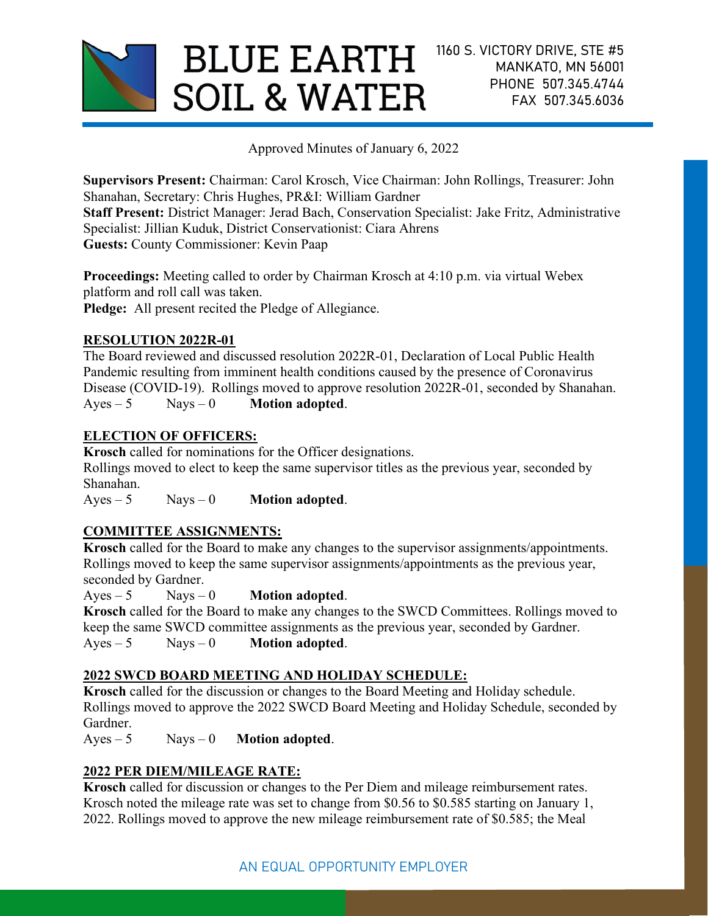# BLUE EARTH SOIL & WATER

1160 S. VICTORY DRIVE, STE #5
MANKATO, MN 56001
PHONE 507.345.4744
FAX 507.345.6036

Approved Minutes of January 6, 2022

**Supervisors Present:** Chairman: Carol Krosch, Vice Chairman: John Rollings, Treasurer: John Shanahan, Secretary: Chris Hughes, PR&I: William Gardner
**Staff Present:** District Manager: Jerad Bach, Conservation Specialist: Jake Fritz, Administrative Specialist: Jillian Kuduk, District Conservationist: Ciara Ahrens
**Guests:** County Commissioner: Kevin Paap

**Proceedings:** Meeting called to order by Chairman Krosch at 4:10 p.m. via virtual Webex platform and roll call was taken.
**Pledge:** All present recited the Pledge of Allegiance.

## RESOLUTION 2022R-01

The Board reviewed and discussed resolution 2022R-01, Declaration of Local Public Health Pandemic resulting from imminent health conditions caused by the presence of Coronavirus Disease (COVID-19). Rollings moved to approve resolution 2022R-01, seconded by Shanahan.
Ayes – 5 Nays – 0 **Motion adopted**.

## ELECTION OF OFFICERS:

**Krosch** called for nominations for the Officer designations.
Rollings moved to elect to keep the same supervisor titles as the previous year, seconded by Shanahan.
Ayes – 5 Nays – 0 **Motion adopted**.

## COMMITTEE ASSIGNMENTS:

**Krosch** called for the Board to make any changes to the supervisor assignments/appointments. Rollings moved to keep the same supervisor assignments/appointments as the previous year, seconded by Gardner.
Ayes – 5 Nays – 0 **Motion adopted**.
**Krosch** called for the Board to make any changes to the SWCD Committees. Rollings moved to keep the same SWCD committee assignments as the previous year, seconded by Gardner.
Ayes – 5 Nays – 0 **Motion adopted**.

## 2022 SWCD BOARD MEETING AND HOLIDAY SCHEDULE:

**Krosch** called for the discussion or changes to the Board Meeting and Holiday schedule. Rollings moved to approve the 2022 SWCD Board Meeting and Holiday Schedule, seconded by Gardner.
Ayes – 5 Nays – 0 **Motion adopted**.

## 2022 PER DIEM/MILEAGE RATE:

**Krosch** called for discussion or changes to the Per Diem and mileage reimbursement rates. Krosch noted the mileage rate was set to change from $0.56 to $0.585 starting on January 1, 2022. Rollings moved to approve the new mileage reimbursement rate of $0.585; the Meal

AN EQUAL OPPORTUNITY EMPLOYER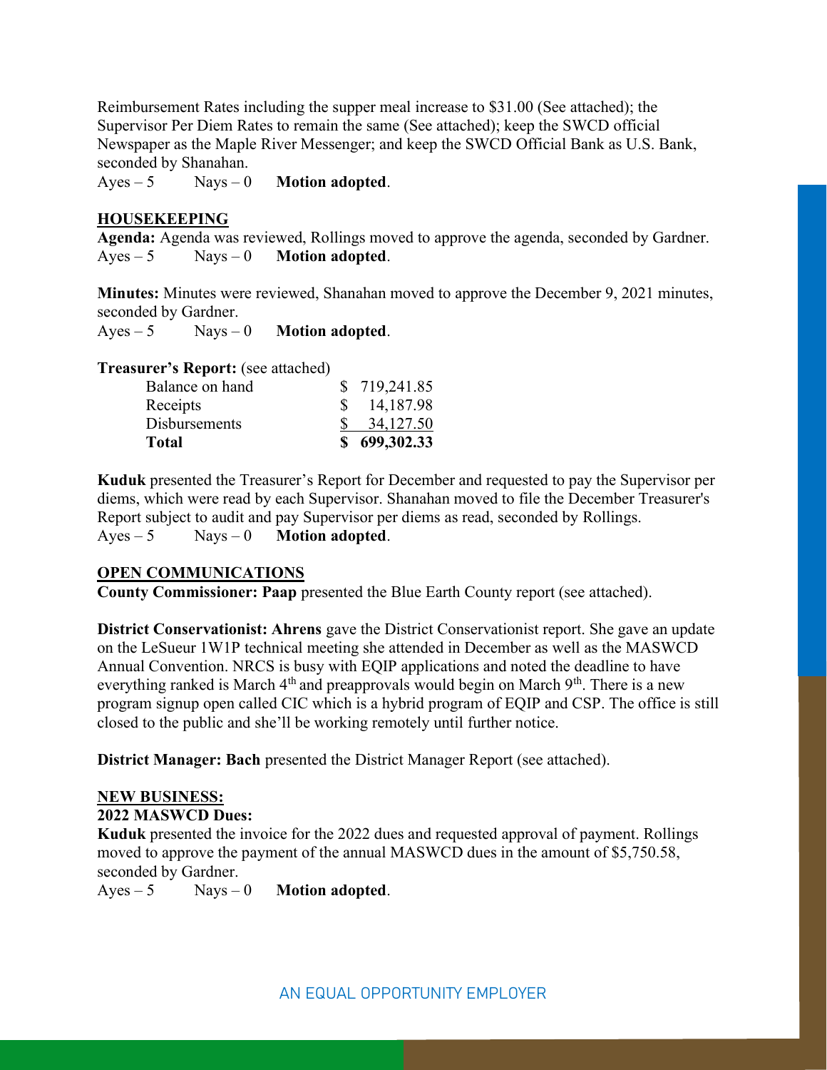Reimbursement Rates including the supper meal increase to $31.00 (See attached); the Supervisor Per Diem Rates to remain the same (See attached); keep the SWCD official Newspaper as the Maple River Messenger; and keep the SWCD Official Bank as U.S. Bank, seconded by Shanahan.

Ayes – 5 Nays – 0 **Motion adopted**.

**HOUSEKEEPING**

**Agenda:** Agenda was reviewed, Rollings moved to approve the agenda, seconded by Gardner.

Ayes – 5 Nays – 0 **Motion adopted**.

**Minutes:** Minutes were reviewed, Shanahan moved to approve the December 9, 2021 minutes, seconded by Gardner.

Ayes – 5 Nays – 0 **Motion adopted**.

**Treasurer's Report:** (see attached)

| | |
|---|---|
| Balance on hand | $ 719,241.85 |
| Receipts | $ 14,187.98 |
| Disbursements | $ 34,127.50 |
| **Total** | **$ 699,302.33** |

**Kuduk** presented the Treasurer's Report for December and requested to pay the Supervisor per diems, which were read by each Supervisor. Shanahan moved to file the December Treasurer's Report subject to audit and pay Supervisor per diems as read, seconded by Rollings.

Ayes – 5 Nays – 0 **Motion adopted**.

**OPEN COMMUNICATIONS**

**County Commissioner: Paap** presented the Blue Earth County report (see attached).

**District Conservationist: Ahrens** gave the District Conservationist report. She gave an update on the LeSueur 1W1P technical meeting she attended in December as well as the MASWCD Annual Convention. NRCS is busy with EQIP applications and noted the deadline to have everything ranked is March 4th and preapprovals would begin on March 9th. There is a new program signup open called CIC which is a hybrid program of EQIP and CSP. The office is still closed to the public and she'll be working remotely until further notice.

**District Manager: Bach** presented the District Manager Report (see attached).

**NEW BUSINESS:**

**2022 MASWCD Dues:**

**Kuduk** presented the invoice for the 2022 dues and requested approval of payment. Rollings moved to approve the payment of the annual MASWCD dues in the amount of $5,750.58, seconded by Gardner.

Ayes – 5 Nays – 0 **Motion adopted**.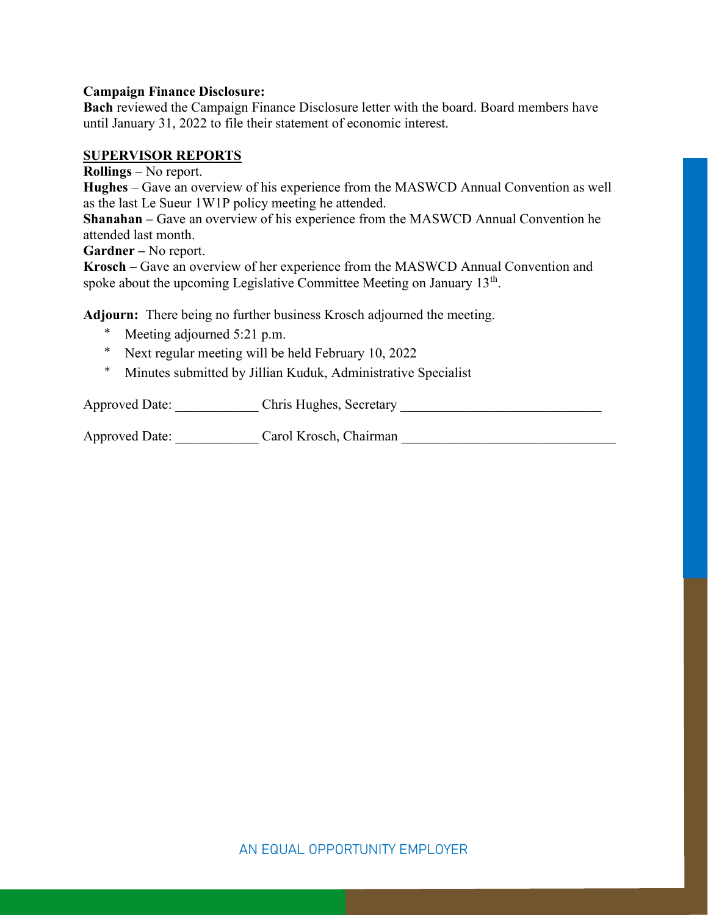**Campaign Finance Disclosure:**
**Bach** reviewed the Campaign Finance Disclosure letter with the board. Board members have until January 31, 2022 to file their statement of economic interest.

**SUPERVISOR REPORTS**

**Rollings** – No report.
**Hughes** – Gave an overview of his experience from the MASWCD Annual Convention as well as the last Le Sueur 1W1P policy meeting he attended.
**Shanahan –** Gave an overview of his experience from the MASWCD Annual Convention he attended last month.
**Gardner –** No report.
**Krosch** – Gave an overview of her experience from the MASWCD Annual Convention and spoke about the upcoming Legislative Committee Meeting on January 13th.

**Adjourn:** There being no further business Krosch adjourned the meeting.

* Meeting adjourned 5:21 p.m.
* Next regular meeting will be held February 10, 2022
* Minutes submitted by Jillian Kuduk, Administrative Specialist

Approved Date: ____________ Chris Hughes, Secretary _____________________________

Approved Date: ____________ Carol Krosch, Chairman _______________________________

AN EQUAL OPPORTUNITY EMPLOYER